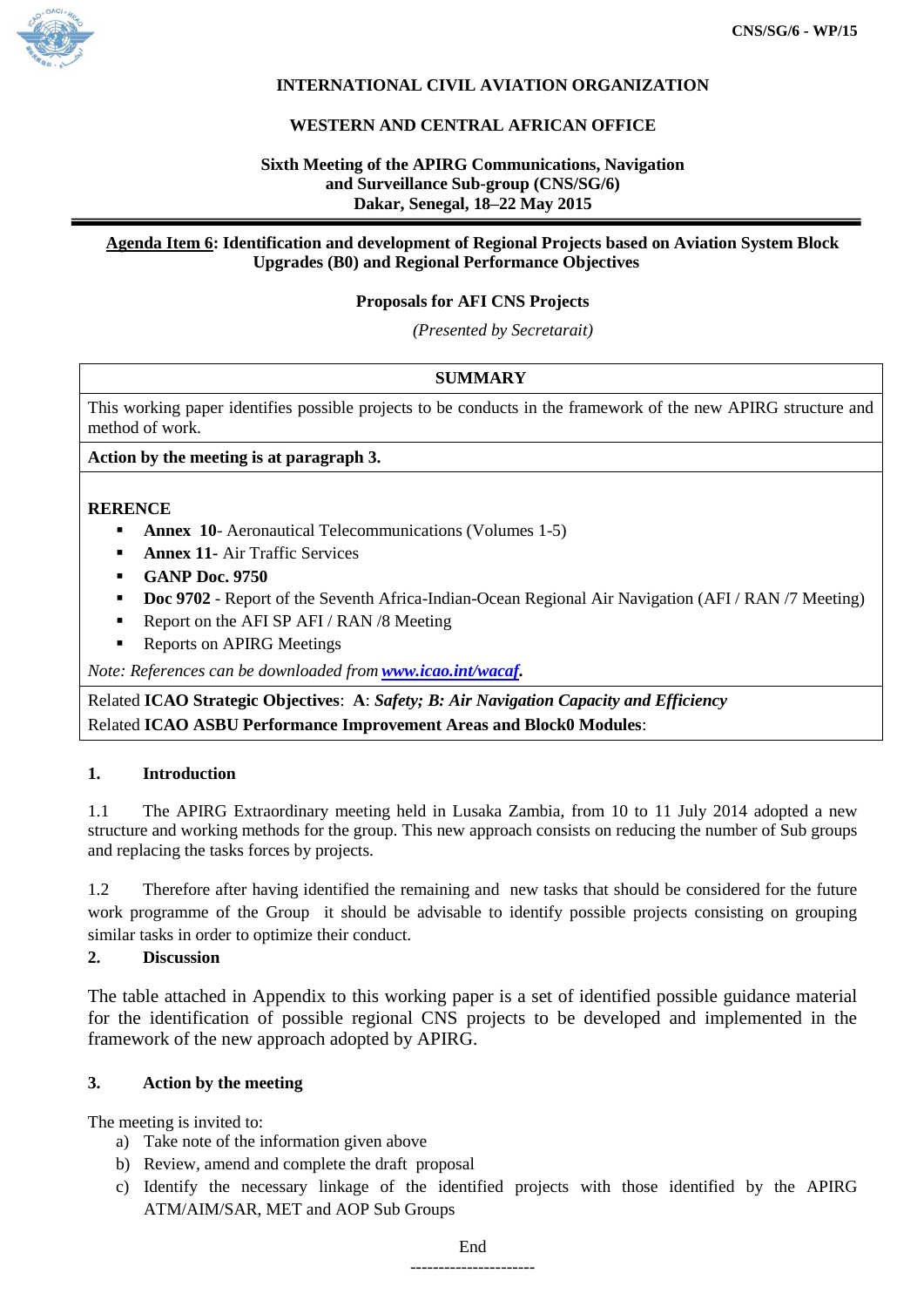CNS/SG/6 - WP/15

**INTERNATIONAL CIVIL AVIATION ORGANIZATION**

**WESTERN AND CENTRAL AFRICAN OFFICE**

**Sixth Meeting of the APIRG Communications, Navigation and Surveillance Sub-group (CNS/SG/6)**
**Dakar, Senegal, 18–22 May 2015**

---

**Agenda Item 6: Identification and development of Regional Projects based on Aviation System Block Upgrades (B0) and Regional Performance Objectives**

**Proposals for AFI CNS Projects**

*(Presented by Secretarait)*

| **SUMMARY** |
|---|
| This working paper identifies possible projects to be conducts in the framework of the new APIRG structure and method of work. |
| **Action by the meeting is at paragraph 3.** |
| **RERENCE**<br>▪ **Annex 10**- Aeronautical Telecommunications (Volumes 1-5)<br>▪ **Annex 11**- Air Traffic Services<br>▪ **GANP Doc. 9750**<br>▪ **Doc 9702** - Report of the Seventh Africa-Indian-Ocean Regional Air Navigation (AFI / RAN /7 Meeting)<br>▪ Report on the AFI SP AFI / RAN /8 Meeting<br>▪ Reports on APIRG Meetings<br>*Note: References can be downloaded from* ***www.icao.int/wacaf.*** |
| Related **ICAO Strategic Objectives**: **A**: ***Safety; B: Air Navigation Capacity and Efficiency***<br>Related **ICAO ASBU Performance Improvement Areas and Block0 Modules**: |

## 1. Introduction

1.1 The APIRG Extraordinary meeting held in Lusaka Zambia, from 10 to 11 July 2014 adopted a new structure and working methods for the group. This new approach consists on reducing the number of Sub groups and replacing the tasks forces by projects.

1.2 Therefore after having identified the remaining and new tasks that should be considered for the future work programme of the Group it should be advisable to identify possible projects consisting on grouping similar tasks in order to optimize their conduct.

## 2. Discussion

The table attached in Appendix to this working paper is a set of identified possible guidance material for the identification of possible regional CNS projects to be developed and implemented in the framework of the new approach adopted by APIRG.

## 3. Action by the meeting

The meeting is invited to:

a) Take note of the information given above
b) Review, amend and complete the draft proposal
c) Identify the necessary linkage of the identified projects with those identified by the APIRG ATM/AIM/SAR, MET and AOP Sub Groups

End

----------------------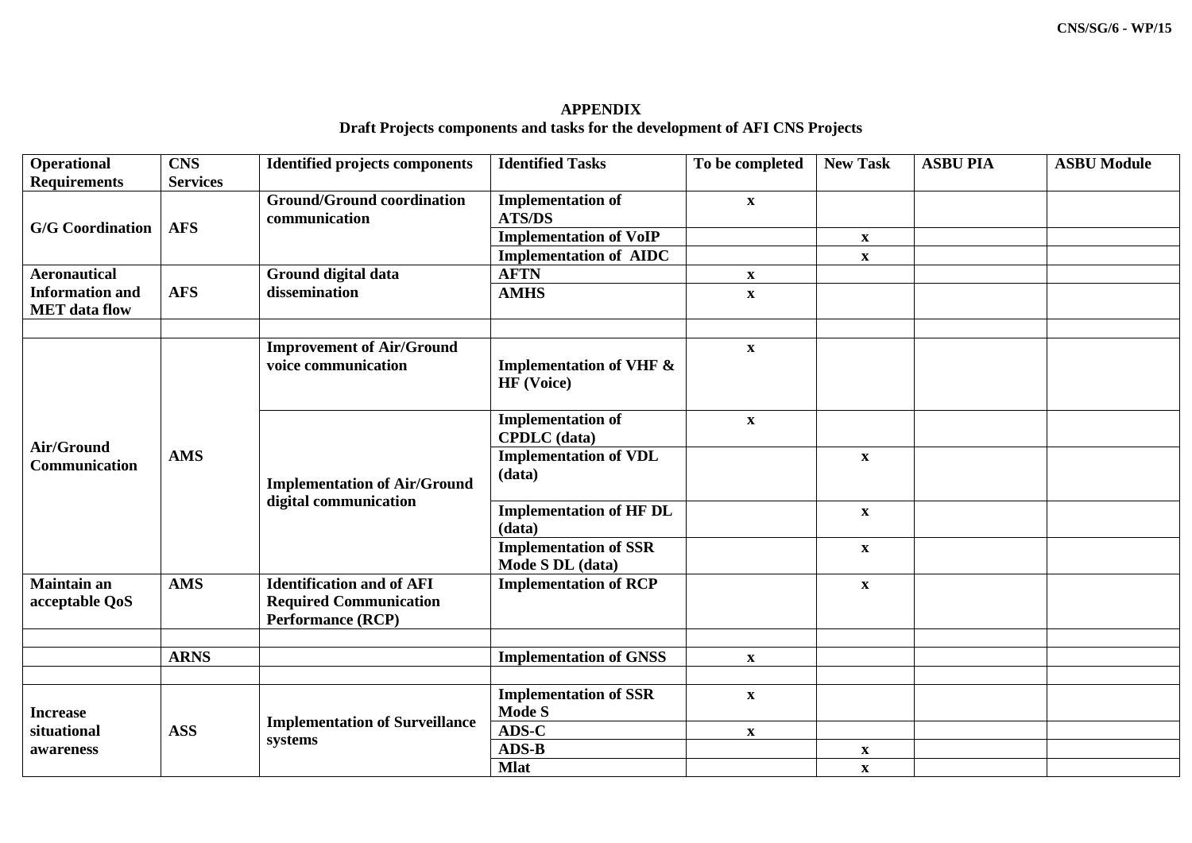**APPENDIX**

**Draft Projects components and tasks for the development of AFI CNS Projects**

| Operational Requirements | CNS Services | Identified projects components | Identified Tasks | To be completed | New Task | ASBU PIA | ASBU Module |
|---|---|---|---|---|---|---|---|
| **G/G Coordination** | **AFS** | **Ground/Ground coordination communication** | **Implementation of ATS/DS** | **x** | | | |
| | | | **Implementation of VoIP** | | **x** | | |
| | | | **Implementation of AIDC** | | **x** | | |
| **Aeronautical Information and MET data flow** | **AFS** | **Ground digital data dissemination** | **AFTN** | **x** | | | |
| | | | **AMHS** | **x** | | | |
| | | | | | | | |
| **Air/Ground Communication** | **AMS** | **Improvement of Air/Ground voice communication** | **Implementation of VHF & HF (Voice)** | **x** | | | |
| | | **Implementation of Air/Ground digital communication** | **Implementation of CPDLC (data)** | **x** | | | |
| | | | **Implementation of VDL (data)** | | **x** | | |
| | | | **Implementation of HF DL (data)** | | **x** | | |
| | | | **Implementation of SSR Mode S DL (data)** | | **x** | | |
| **Maintain an acceptable QoS** | **AMS** | **Identification and of AFI Required Communication Performance (RCP)** | **Implementation of RCP** | | **x** | | |
| | | | | | | | |
| | **ARNS** | | **Implementation of GNSS** | **x** | | | |
| | | | | | | | |
| **Increase situational awareness** | **ASS** | **Implementation of Surveillance systems** | **Implementation of SSR Mode S** | **x** | | | |
| | | | **ADS-C** | **x** | | | |
| | | | **ADS-B** | | **x** | | |
| | | | **Mlat** | | **x** | | |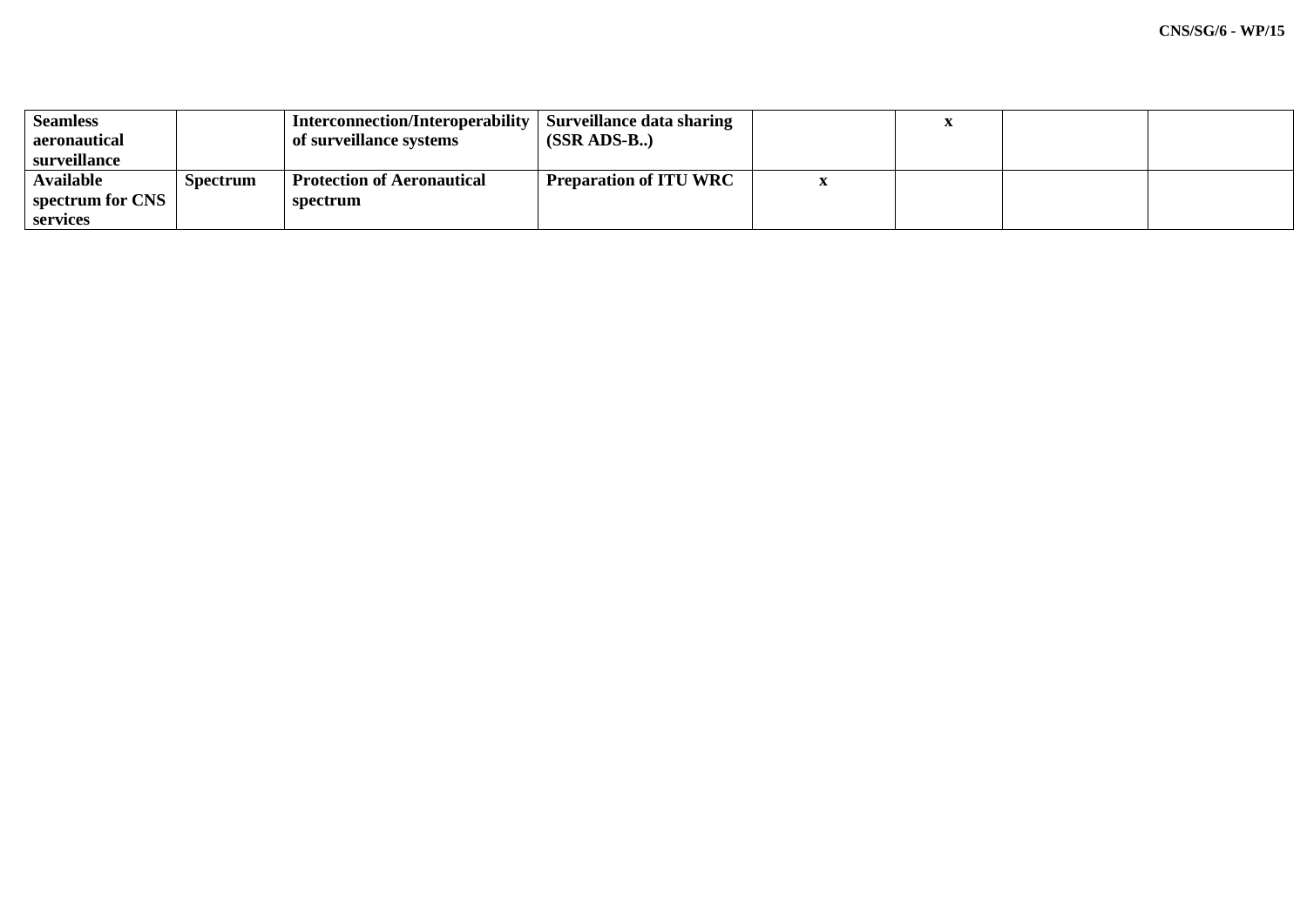| | | | | | | | |
|---|---|---|---|---|---|---|---|
| **Seamless aeronautical surveillance** | | **Interconnection/Interoperability of surveillance systems** | **Surveillance data sharing (SSR ADS-B..)** | | **x** | | |
| **Available spectrum for CNS services** | **Spectrum** | **Protection of Aeronautical spectrum** | **Preparation of ITU WRC** | **x** | | | |